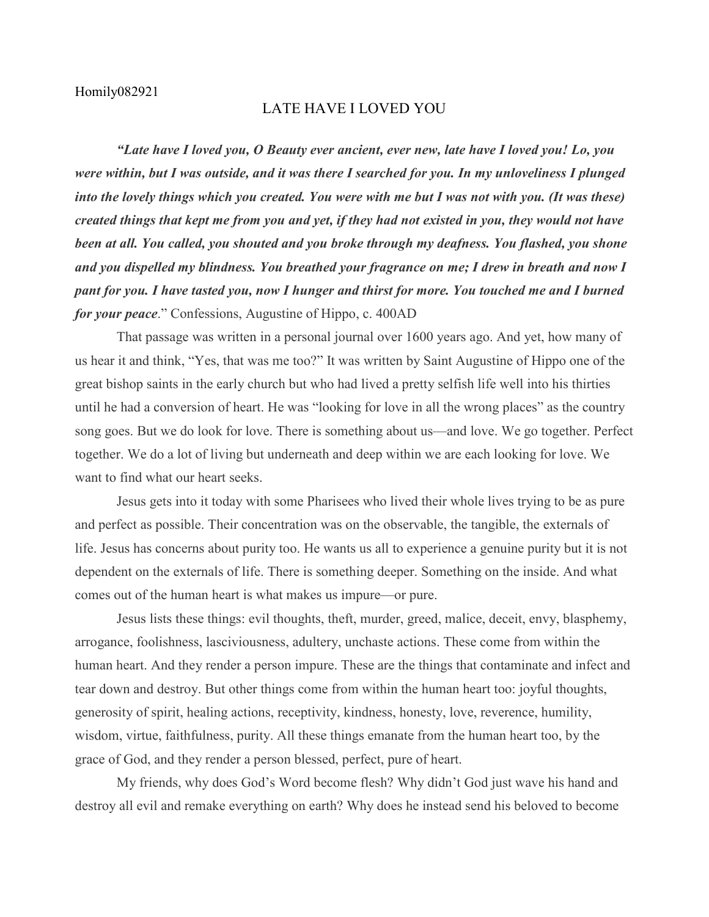Homily082921

# LATE HAVE I LOVED YOU

***"Late have I loved you, O Beauty ever ancient, ever new, late have I loved you! Lo, you were within, but I was outside, and it was there I searched for you. In my unloveliness I plunged into the lovely things which you created. You were with me but I was not with you. (It was these) created things that kept me from you and yet, if they had not existed in you, they would not have been at all. You called, you shouted and you broke through my deafness. You flashed, you shone and you dispelled my blindness. You breathed your fragrance on me; I drew in breath and now I pant for you. I have tasted you, now I hunger and thirst for more. You touched me and I burned for your peace*****.**" Confessions, Augustine of Hippo, c. 400AD

That passage was written in a personal journal over 1600 years ago. And yet, how many of us hear it and think, "Yes, that was me too?" It was written by Saint Augustine of Hippo one of the great bishop saints in the early church but who had lived a pretty selfish life well into his thirties until he had a conversion of heart. He was "looking for love in all the wrong places" as the country song goes. But we do look for love. There is something about us—and love. We go together. Perfect together. We do a lot of living but underneath and deep within we are each looking for love. We want to find what our heart seeks.

Jesus gets into it today with some Pharisees who lived their whole lives trying to be as pure and perfect as possible. Their concentration was on the observable, the tangible, the externals of life. Jesus has concerns about purity too. He wants us all to experience a genuine purity but it is not dependent on the externals of life. There is something deeper. Something on the inside. And what comes out of the human heart is what makes us impure—or pure.

Jesus lists these things: evil thoughts, theft, murder, greed, malice, deceit, envy, blasphemy, arrogance, foolishness, lasciviousness, adultery, unchaste actions. These come from within the human heart. And they render a person impure. These are the things that contaminate and infect and tear down and destroy. But other things come from within the human heart too: joyful thoughts, generosity of spirit, healing actions, receptivity, kindness, honesty, love, reverence, humility, wisdom, virtue, faithfulness, purity. All these things emanate from the human heart too, by the grace of God, and they render a person blessed, perfect, pure of heart.

My friends, why does God's Word become flesh? Why didn't God just wave his hand and destroy all evil and remake everything on earth? Why does he instead send his beloved to become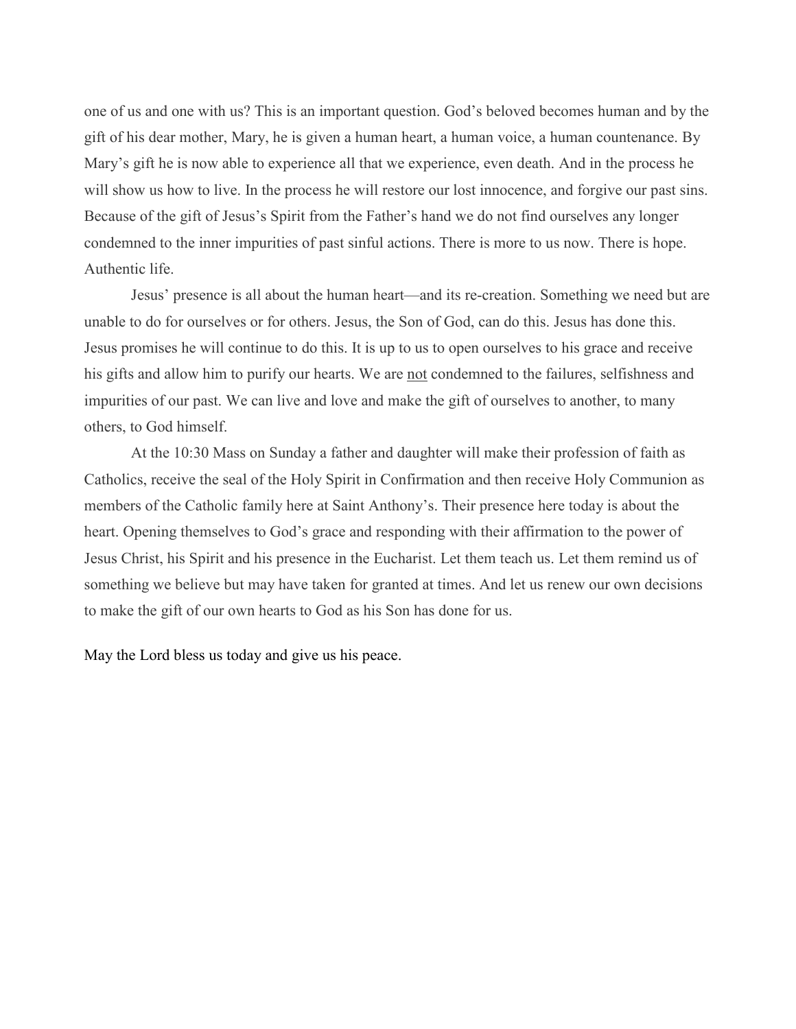one of us and one with us? This is an important question. God's beloved becomes human and by the gift of his dear mother, Mary, he is given a human heart, a human voice, a human countenance. By Mary's gift he is now able to experience all that we experience, even death. And in the process he will show us how to live. In the process he will restore our lost innocence, and forgive our past sins. Because of the gift of Jesus's Spirit from the Father's hand we do not find ourselves any longer condemned to the inner impurities of past sinful actions. There is more to us now. There is hope. Authentic life.

Jesus' presence is all about the human heart—and its re-creation. Something we need but are unable to do for ourselves or for others. Jesus, the Son of God, can do this. Jesus has done this. Jesus promises he will continue to do this. It is up to us to open ourselves to his grace and receive his gifts and allow him to purify our hearts. We are <u>not</u> condemned to the failures, selfishness and impurities of our past. We can live and love and make the gift of ourselves to another, to many others, to God himself.

At the 10:30 Mass on Sunday a father and daughter will make their profession of faith as Catholics, receive the seal of the Holy Spirit in Confirmation and then receive Holy Communion as members of the Catholic family here at Saint Anthony's. Their presence here today is about the heart. Opening themselves to God's grace and responding with their affirmation to the power of Jesus Christ, his Spirit and his presence in the Eucharist. Let them teach us. Let them remind us of something we believe but may have taken for granted at times. And let us renew our own decisions to make the gift of our own hearts to God as his Son has done for us.

May the Lord bless us today and give us his peace.